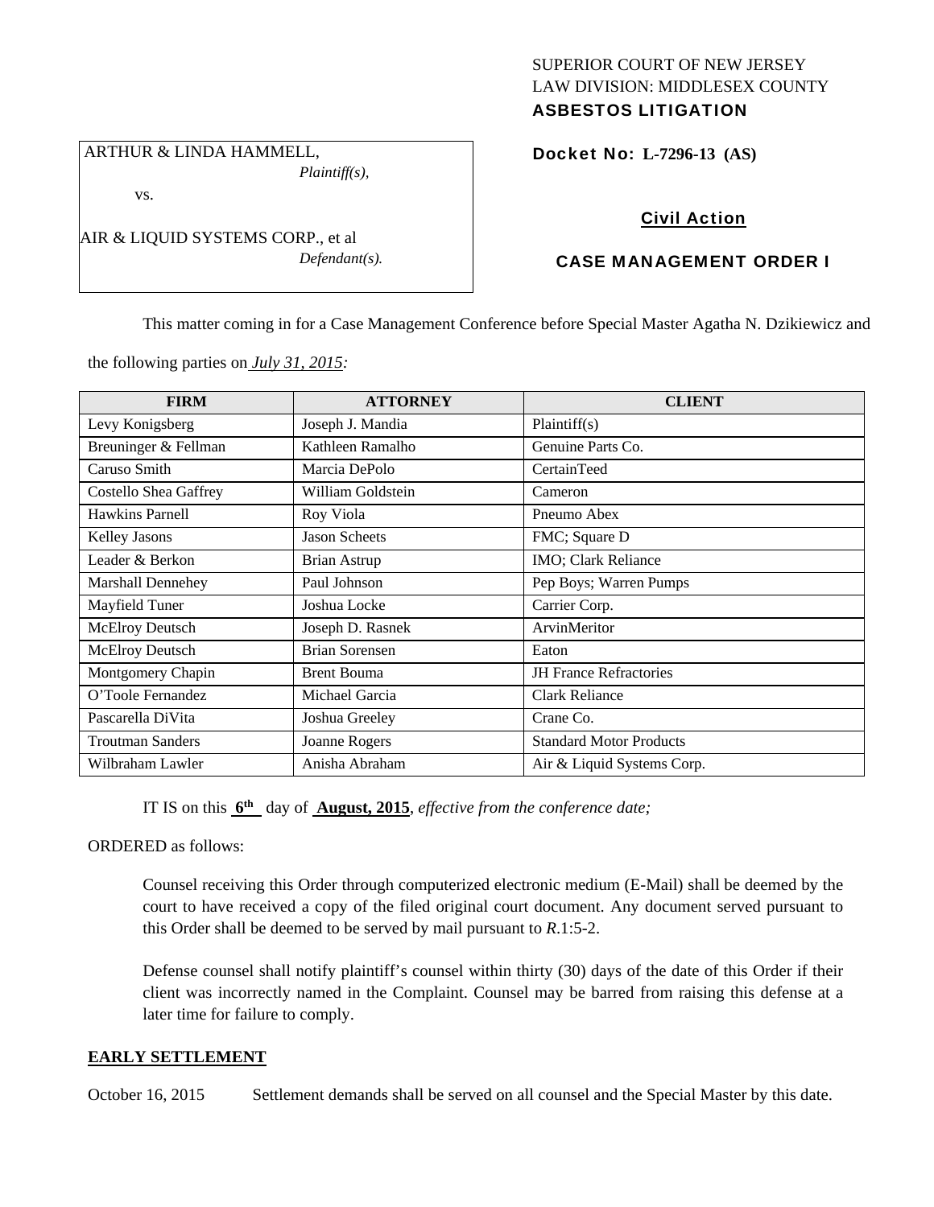SUPERIOR COURT OF NEW JERSEY
LAW DIVISION: MIDDLESEX COUNTY
**ASBESTOS LITIGATION**

ARTHUR & LINDA HAMMELL,
*Plaintiff(s),*

vs.

AIR & LIQUID SYSTEMS CORP., et al
*Defendant(s).*

**Docket No: L-7296-13 (AS)**

**Civil Action**

**CASE MANAGEMENT ORDER I**

This matter coming in for a Case Management Conference before Special Master Agatha N. Dzikiewicz and the following parties on *July 31, 2015:*

| FIRM | ATTORNEY | CLIENT |
| --- | --- | --- |
| Levy Konigsberg | Joseph J. Mandia | Plaintiff(s) |
| Breuninger & Fellman | Kathleen Ramalho | Genuine Parts Co. |
| Caruso Smith | Marcia DePolo | CertainTeed |
| Costello Shea Gaffrey | William Goldstein | Cameron |
| Hawkins Parnell | Roy Viola | Pneumo Abex |
| Kelley Jasons | Jason Scheets | FMC; Square D |
| Leader & Berkon | Brian Astrup | IMO; Clark Reliance |
| Marshall Dennehey | Paul Johnson | Pep Boys; Warren Pumps |
| Mayfield Tuner | Joshua Locke | Carrier Corp. |
| McElroy Deutsch | Joseph D. Rasnek | ArvinMeritor |
| McElroy Deutsch | Brian Sorensen | Eaton |
| Montgomery Chapin | Brent Bouma | JH France Refractories |
| O'Toole Fernandez | Michael Garcia | Clark Reliance |
| Pascarella DiVita | Joshua Greeley | Crane Co. |
| Troutman Sanders | Joanne Rogers | Standard Motor Products |
| Wilbraham Lawler | Anisha Abraham | Air & Liquid Systems Corp. |

IT IS on this **6th** day of **August, 2015**, *effective from the conference date;*

ORDERED as follows:

Counsel receiving this Order through computerized electronic medium (E-Mail) shall be deemed by the court to have received a copy of the filed original court document. Any document served pursuant to this Order shall be deemed to be served by mail pursuant to *R*.1:5-2.

Defense counsel shall notify plaintiff's counsel within thirty (30) days of the date of this Order if their client was incorrectly named in the Complaint. Counsel may be barred from raising this defense at a later time for failure to comply.

**EARLY SETTLEMENT**

October 16, 2015 Settlement demands shall be served on all counsel and the Special Master by this date.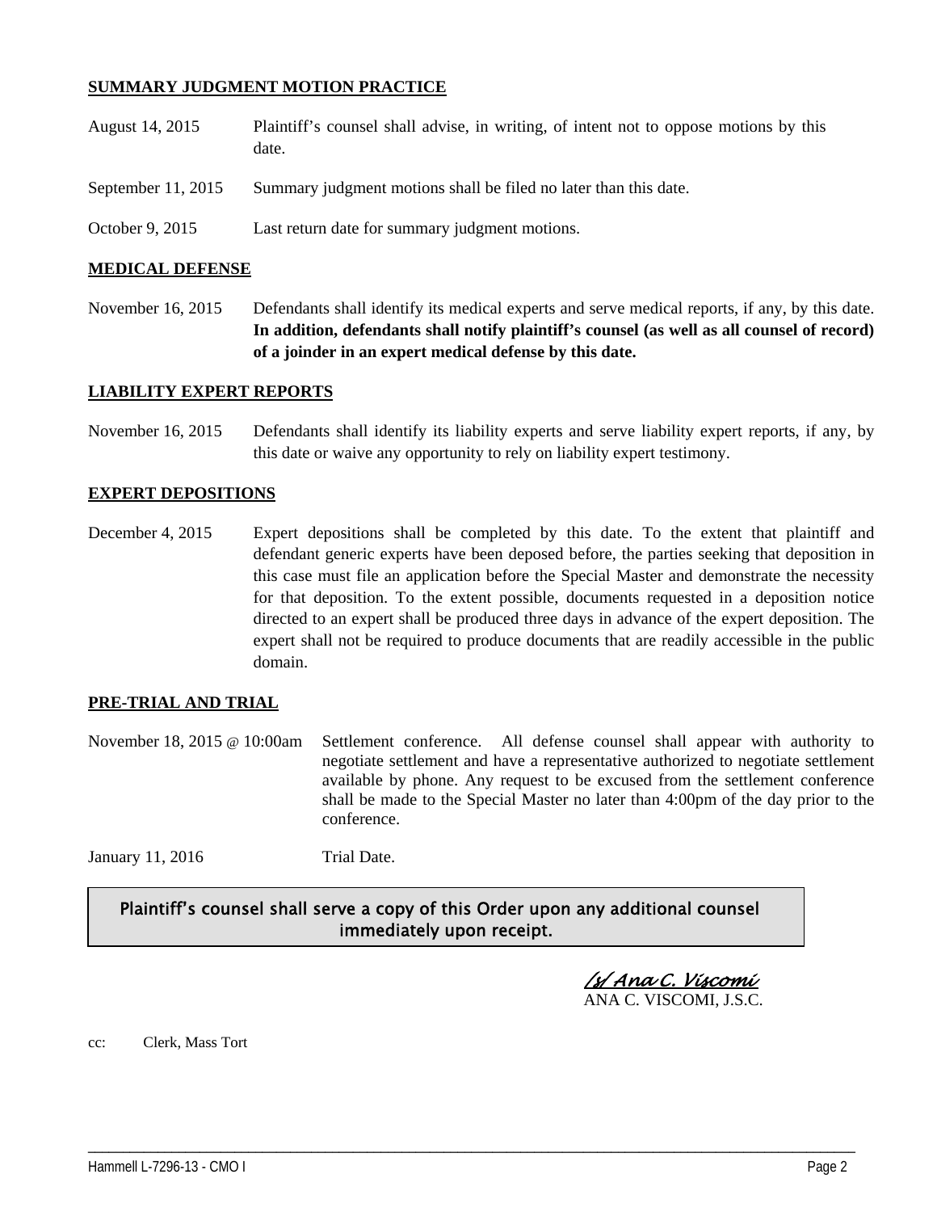**SUMMARY JUDGMENT MOTION PRACTICE**

| | |
|---|---|
| August 14, 2015 | Plaintiff's counsel shall advise, in writing, of intent not to oppose motions by this date. |
| September 11, 2015 | Summary judgment motions shall be filed no later than this date. |
| October 9, 2015 | Last return date for summary judgment motions. |

**MEDICAL DEFENSE**

| | |
|---|---|
| November 16, 2015 | Defendants shall identify its medical experts and serve medical reports, if any, by this date. **In addition, defendants shall notify plaintiff's counsel (as well as all counsel of record) of a joinder in an expert medical defense by this date.** |

**LIABILITY EXPERT REPORTS**

| | |
|---|---|
| November 16, 2015 | Defendants shall identify its liability experts and serve liability expert reports, if any, by this date or waive any opportunity to rely on liability expert testimony. |

**EXPERT DEPOSITIONS**

| | |
|---|---|
| December 4, 2015 | Expert depositions shall be completed by this date. To the extent that plaintiff and defendant generic experts have been deposed before, the parties seeking that deposition in this case must file an application before the Special Master and demonstrate the necessity for that deposition. To the extent possible, documents requested in a deposition notice directed to an expert shall be produced three days in advance of the expert deposition. The expert shall not be required to produce documents that are readily accessible in the public domain. |

**PRE-TRIAL AND TRIAL**

| | |
|---|---|
| November 18, 2015 @ 10:00am | Settlement conference. All defense counsel shall appear with authority to negotiate settlement and have a representative authorized to negotiate settlement available by phone. Any request to be excused from the settlement conference shall be made to the Special Master no later than 4:00pm of the day prior to the conference. |
| January 11, 2016 | Trial Date. |

**Plaintiff's counsel shall serve a copy of this Order upon any additional counsel immediately upon receipt.**

/s/ Ana C. Viscomi
ANA C. VISCOMI, J.S.C.

cc: Clerk, Mass Tort